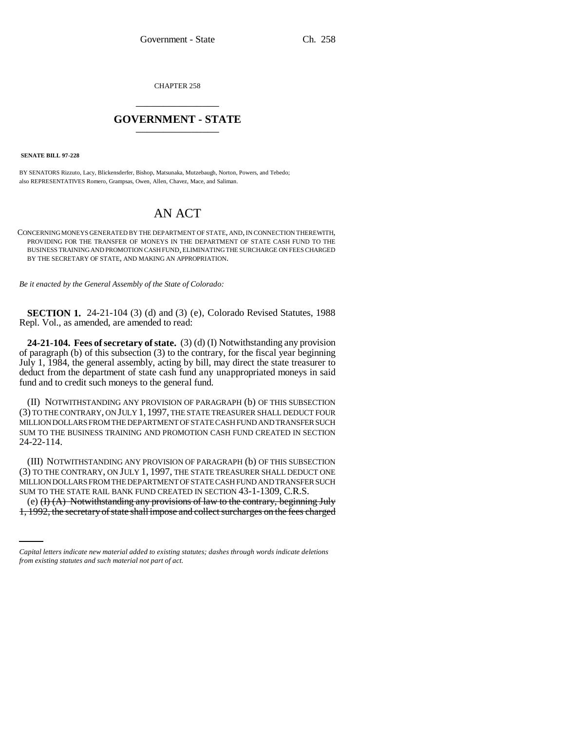CHAPTER 258

# GOVERNMENT - STATE

**SENATE BILL 97-228**

BY SENATORS Rizzuto, Lacy, Blickensderfer, Bishop, Matsunaka, Mutzebaugh, Norton, Powers, and Tebedo;
also REPRESENTATIVES Romero, Grampsas, Owen, Allen, Chavez, Mace, and Saliman.

# AN ACT

CONCERNING MONEYS GENERATED BY THE DEPARTMENT OF STATE, AND, IN CONNECTION THEREWITH, PROVIDING FOR THE TRANSFER OF MONEYS IN THE DEPARTMENT OF STATE CASH FUND TO THE BUSINESS TRAINING AND PROMOTION CASH FUND, ELIMINATING THE SURCHARGE ON FEES CHARGED BY THE SECRETARY OF STATE, AND MAKING AN APPROPRIATION.

*Be it enacted by the General Assembly of the State of Colorado:*

**SECTION 1.** 24-21-104 (3) (d) and (3) (e), Colorado Revised Statutes, 1988 Repl. Vol., as amended, are amended to read:

**24-21-104. Fees of secretary of state.** (3) (d) (I) Notwithstanding any provision of paragraph (b) of this subsection (3) to the contrary, for the fiscal year beginning July 1, 1984, the general assembly, acting by bill, may direct the state treasurer to deduct from the department of state cash fund any unappropriated moneys in said fund and to credit such moneys to the general fund.

(II) NOTWITHSTANDING ANY PROVISION OF PARAGRAPH (b) OF THIS SUBSECTION (3) TO THE CONTRARY, ON JULY 1, 1997, THE STATE TREASURER SHALL DEDUCT FOUR MILLION DOLLARS FROM THE DEPARTMENT OF STATE CASH FUND AND TRANSFER SUCH SUM TO THE BUSINESS TRAINING AND PROMOTION CASH FUND CREATED IN SECTION 24-22-114.

(III) NOTWITHSTANDING ANY PROVISION OF PARAGRAPH (b) OF THIS SUBSECTION (3) TO THE CONTRARY, ON JULY 1, 1997, THE STATE TREASURER SHALL DEDUCT ONE MILLION DOLLARS FROM THE DEPARTMENT OF STATE CASH FUND AND TRANSFER SUCH SUM TO THE STATE RAIL BANK FUND CREATED IN SECTION 43-1-1309, C.R.S.

(e) ~~(I) (A) Notwithstanding any provisions of law to the contrary, beginning July 1, 1992, the secretary of state shall impose and collect surcharges on the fees charged~~

*Capital letters indicate new material added to existing statutes; dashes through words indicate deletions from existing statutes and such material not part of act.*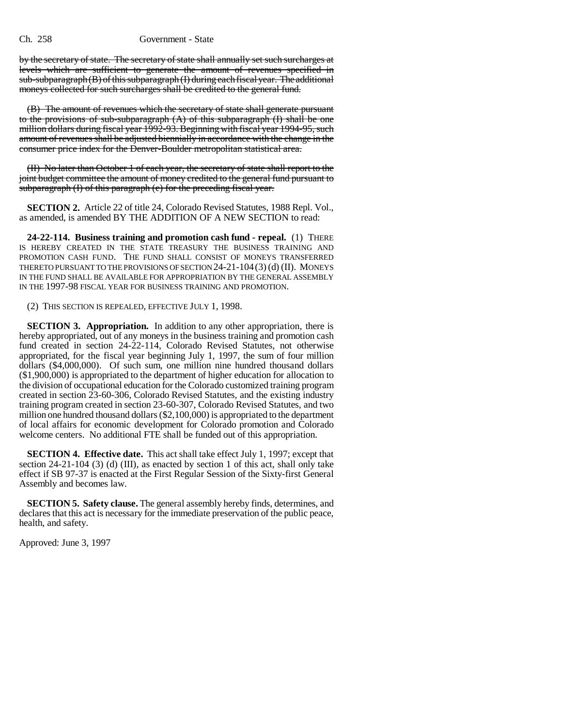by the secretary of state. The secretary of state shall annually set such surcharges at levels which are sufficient to generate the amount of revenues specified in sub-subparagraph (B) of this subparagraph (I) during each fiscal year. The additional moneys collected for such surcharges shall be credited to the general fund.

(B) The amount of revenues which the secretary of state shall generate pursuant to the provisions of sub-subparagraph (A) of this subparagraph (I) shall be one million dollars during fiscal year 1992-93. Beginning with fiscal year 1994-95, such amount of revenues shall be adjusted biennially in accordance with the change in the consumer price index for the Denver-Boulder metropolitan statistical area.

(II) No later than October 1 of each year, the secretary of state shall report to the joint budget committee the amount of money credited to the general fund pursuant to subparagraph (I) of this paragraph (e) for the preceding fiscal year.

**SECTION 2.** Article 22 of title 24, Colorado Revised Statutes, 1988 Repl. Vol., as amended, is amended BY THE ADDITION OF A NEW SECTION to read:

**24-22-114. Business training and promotion cash fund - repeal.** (1) THERE IS HEREBY CREATED IN THE STATE TREASURY THE BUSINESS TRAINING AND PROMOTION CASH FUND. THE FUND SHALL CONSIST OF MONEYS TRANSFERRED THERETO PURSUANT TO THE PROVISIONS OF SECTION 24-21-104 (3) (d) (II). MONEYS IN THE FUND SHALL BE AVAILABLE FOR APPROPRIATION BY THE GENERAL ASSEMBLY IN THE 1997-98 FISCAL YEAR FOR BUSINESS TRAINING AND PROMOTION.

(2) THIS SECTION IS REPEALED, EFFECTIVE JULY 1, 1998.

**SECTION 3. Appropriation.** In addition to any other appropriation, there is hereby appropriated, out of any moneys in the business training and promotion cash fund created in section 24-22-114, Colorado Revised Statutes, not otherwise appropriated, for the fiscal year beginning July 1, 1997, the sum of four million dollars ($4,000,000). Of such sum, one million nine hundred thousand dollars ($1,900,000) is appropriated to the department of higher education for allocation to the division of occupational education for the Colorado customized training program created in section 23-60-306, Colorado Revised Statutes, and the existing industry training program created in section 23-60-307, Colorado Revised Statutes, and two million one hundred thousand dollars ($2,100,000) is appropriated to the department of local affairs for economic development for Colorado promotion and Colorado welcome centers. No additional FTE shall be funded out of this appropriation.

**SECTION 4. Effective date.** This act shall take effect July 1, 1997; except that section 24-21-104 (3) (d) (III), as enacted by section 1 of this act, shall only take effect if SB 97-37 is enacted at the First Regular Session of the Sixty-first General Assembly and becomes law.

**SECTION 5. Safety clause.** The general assembly hereby finds, determines, and declares that this act is necessary for the immediate preservation of the public peace, health, and safety.

Approved: June 3, 1997